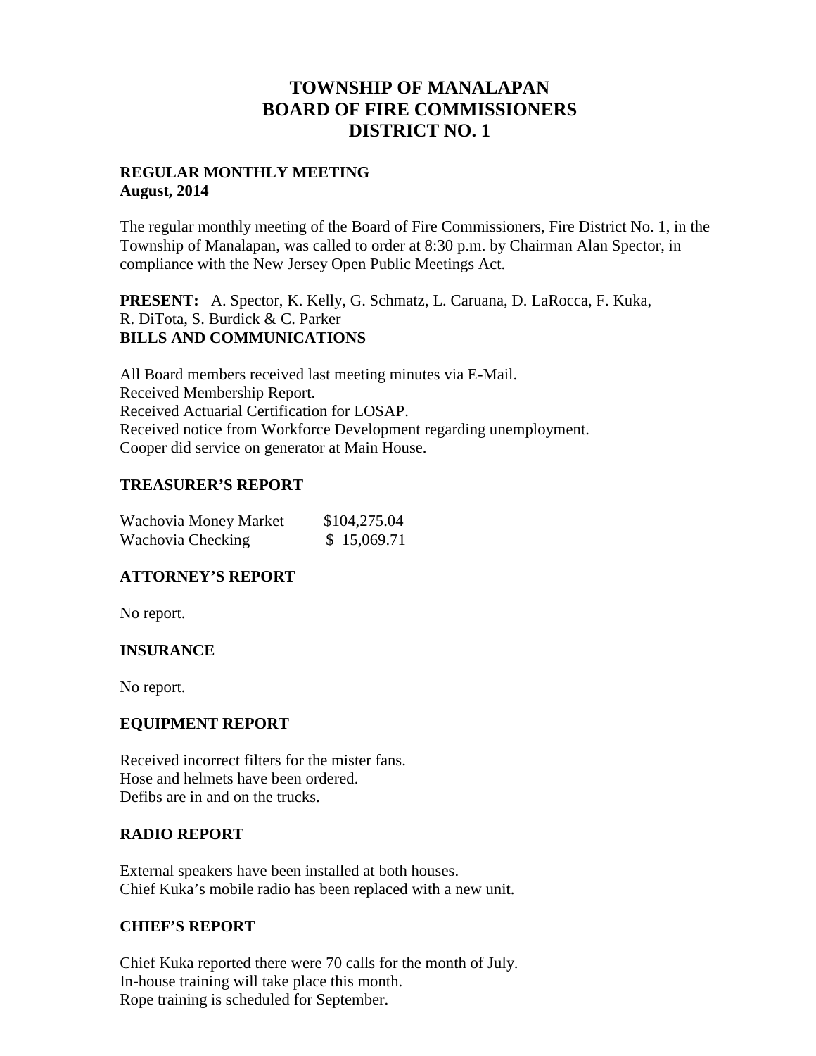# TOWNSHIP OF MANALAPAN
# BOARD OF FIRE COMMISSIONERS
# DISTRICT NO. 1

**REGULAR MONTHLY MEETING**
**August, 2014**

The regular monthly meeting of the Board of Fire Commissioners, Fire District No. 1, in the Township of Manalapan, was called to order at 8:30 p.m. by Chairman Alan Spector, in compliance with the New Jersey Open Public Meetings Act.

**PRESENT:** A. Spector, K. Kelly, G. Schmatz, L. Caruana, D. LaRocca, F. Kuka, R. DiTota, S. Burdick & C. Parker

**BILLS AND COMMUNICATIONS**

All Board members received last meeting minutes via E-Mail.
Received Membership Report.
Received Actuarial Certification for LOSAP.
Received notice from Workforce Development regarding unemployment.
Cooper did service on generator at Main House.

## TREASURER'S REPORT

| | |
|---|---|
| Wachovia Money Market | $104,275.04 |
| Wachovia Checking | $ 15,069.71 |

## ATTORNEY'S REPORT

No report.

## INSURANCE

No report.

## EQUIPMENT REPORT

Received incorrect filters for the mister fans.
Hose and helmets have been ordered.
Defibs are in and on the trucks.

## RADIO REPORT

External speakers have been installed at both houses.
Chief Kuka's mobile radio has been replaced with a new unit.

## CHIEF'S REPORT

Chief Kuka reported there were 70 calls for the month of July.
In-house training will take place this month.
Rope training is scheduled for September.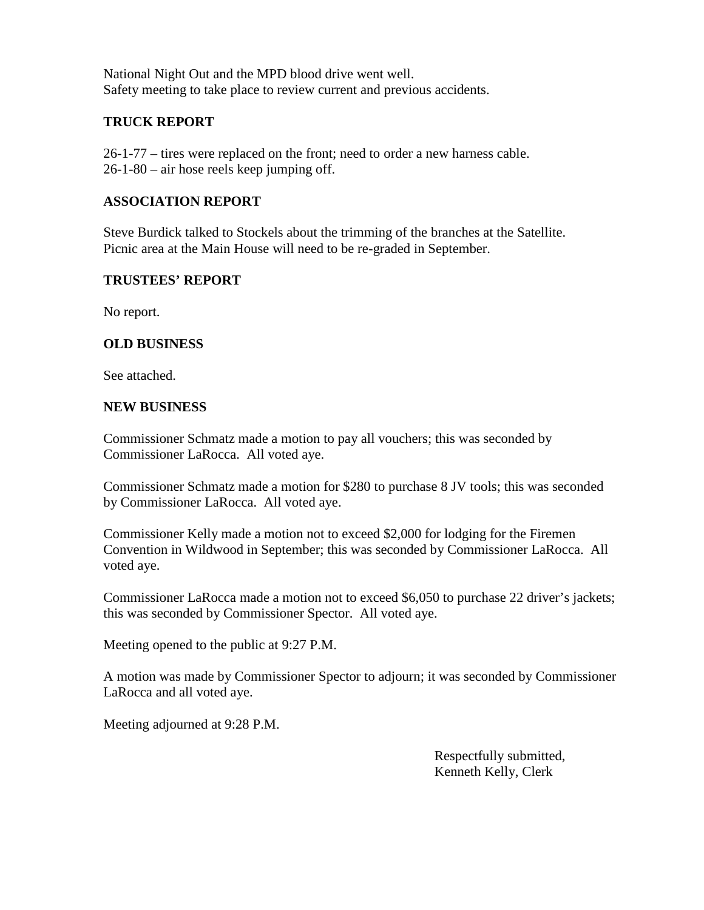National Night Out and the MPD blood drive went well.
Safety meeting to take place to review current and previous accidents.

### TRUCK REPORT

26-1-77 – tires were replaced on the front; need to order a new harness cable.
26-1-80 – air hose reels keep jumping off.

### ASSOCIATION REPORT

Steve Burdick talked to Stockels about the trimming of the branches at the Satellite.
Picnic area at the Main House will need to be re-graded in September.

### TRUSTEES' REPORT

No report.

### OLD BUSINESS

See attached.

### NEW BUSINESS

Commissioner Schmatz made a motion to pay all vouchers; this was seconded by Commissioner LaRocca. All voted aye.

Commissioner Schmatz made a motion for $280 to purchase 8 JV tools; this was seconded by Commissioner LaRocca. All voted aye.

Commissioner Kelly made a motion not to exceed $2,000 for lodging for the Firemen Convention in Wildwood in September; this was seconded by Commissioner LaRocca. All voted aye.

Commissioner LaRocca made a motion not to exceed $6,050 to purchase 22 driver's jackets; this was seconded by Commissioner Spector. All voted aye.

Meeting opened to the public at 9:27 P.M.

A motion was made by Commissioner Spector to adjourn; it was seconded by Commissioner LaRocca and all voted aye.

Meeting adjourned at 9:28 P.M.

Respectfully submitted,
Kenneth Kelly, Clerk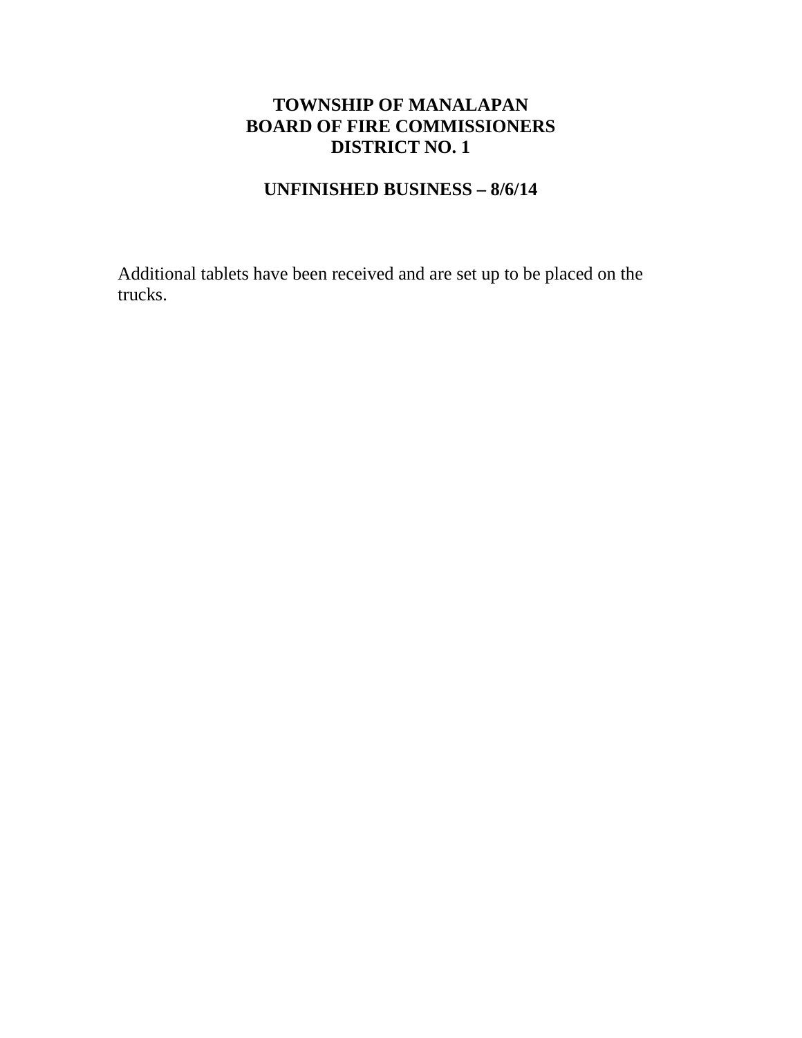# TOWNSHIP OF MANALAPAN
# BOARD OF FIRE COMMISSIONERS
# DISTRICT NO. 1

## UNFINISHED BUSINESS – 8/6/14

Additional tablets have been received and are set up to be placed on the trucks.